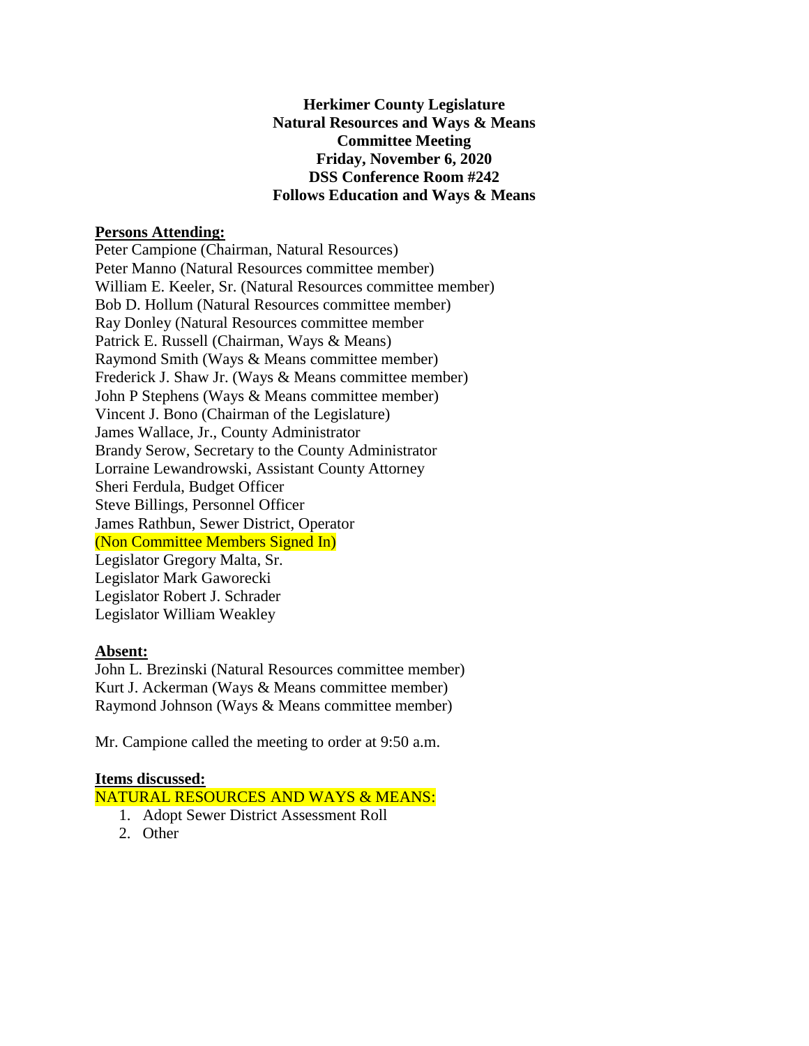**Herkimer County Legislature**
**Natural Resources and Ways & Means**
**Committee Meeting**
**Friday, November 6, 2020**
**DSS Conference Room #242**
**Follows Education and Ways & Means**

**Persons Attending:**

Peter Campione (Chairman, Natural Resources)
Peter Manno (Natural Resources committee member)
William E. Keeler, Sr. (Natural Resources committee member)
Bob D. Hollum (Natural Resources committee member)
Ray Donley (Natural Resources committee member
Patrick E. Russell (Chairman, Ways & Means)
Raymond Smith (Ways & Means committee member)
Frederick J. Shaw Jr. (Ways & Means committee member)
John P Stephens (Ways & Means committee member)
Vincent J. Bono (Chairman of the Legislature)
James Wallace, Jr., County Administrator
Brandy Serow, Secretary to the County Administrator
Lorraine Lewandrowski, Assistant County Attorney
Sheri Ferdula, Budget Officer
Steve Billings, Personnel Officer
James Rathbun, Sewer District, Operator
(Non Committee Members Signed In)
Legislator Gregory Malta, Sr.
Legislator Mark Gaworecki
Legislator Robert J. Schrader
Legislator William Weakley

**Absent:**

John L. Brezinski (Natural Resources committee member)
Kurt J. Ackerman (Ways & Means committee member)
Raymond Johnson (Ways & Means committee member)

Mr. Campione called the meeting to order at 9:50 a.m.

**Items discussed:**

NATURAL RESOURCES AND WAYS & MEANS:

1. Adopt Sewer District Assessment Roll
2. Other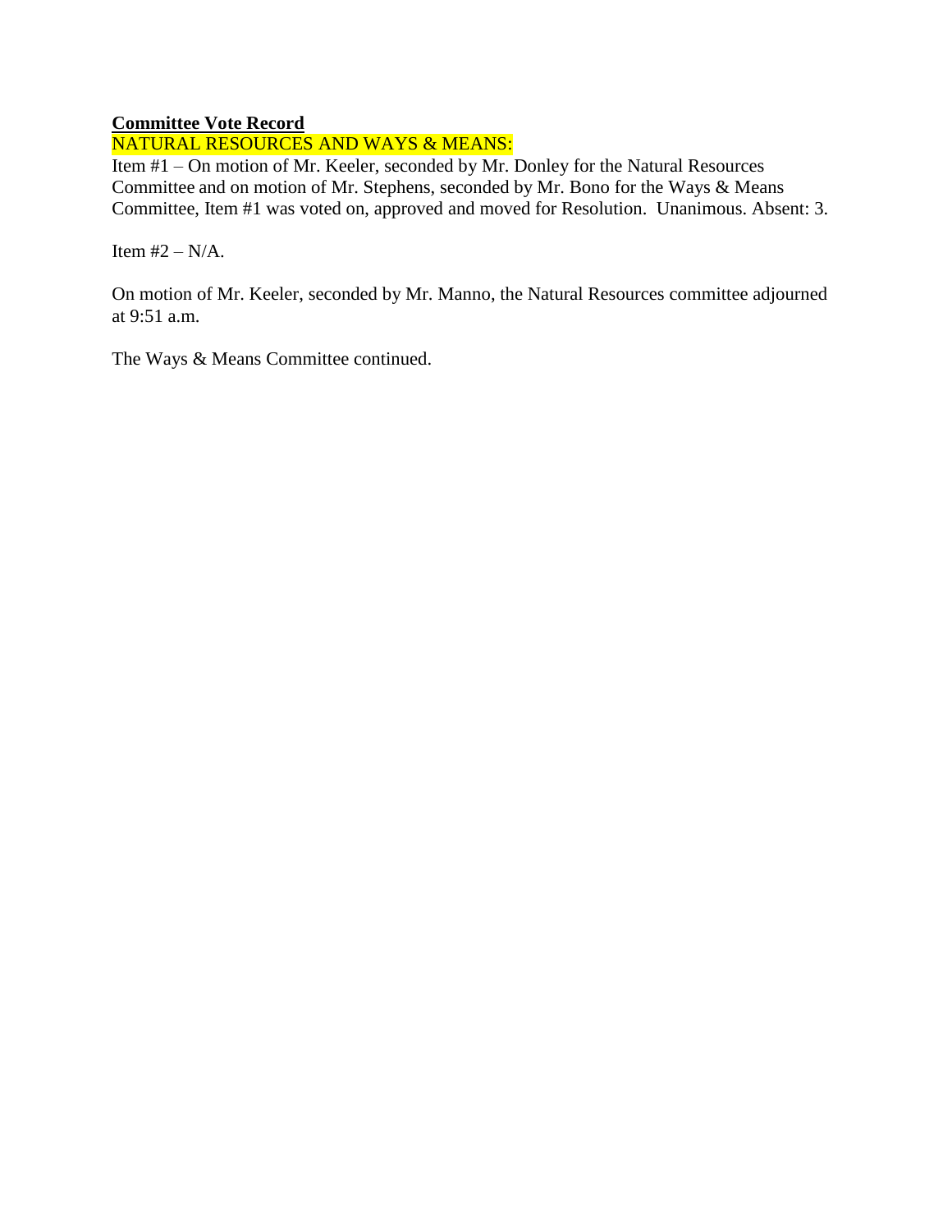**Committee Vote Record**

NATURAL RESOURCES AND WAYS & MEANS:

Item #1 – On motion of Mr. Keeler, seconded by Mr. Donley for the Natural Resources Committee and on motion of Mr. Stephens, seconded by Mr. Bono for the Ways & Means Committee, Item #1 was voted on, approved and moved for Resolution. Unanimous. Absent: 3.

Item #2 – N/A.

On motion of Mr. Keeler, seconded by Mr. Manno, the Natural Resources committee adjourned at 9:51 a.m.

The Ways & Means Committee continued.